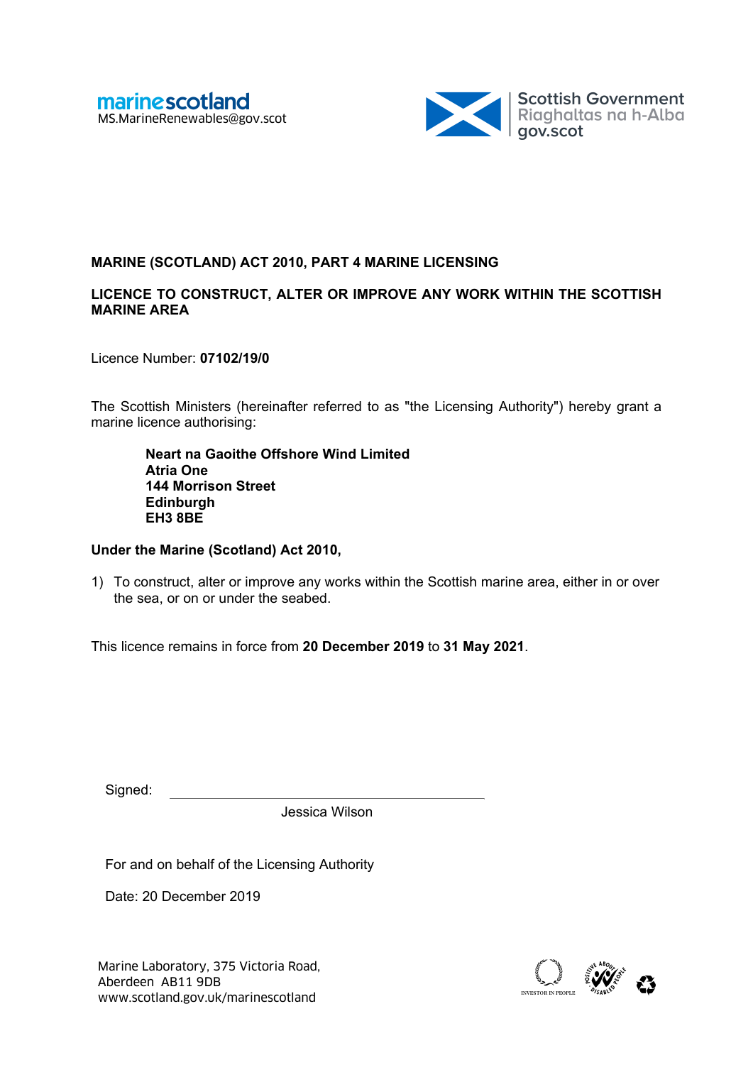marinescotland
MS.MarineRenewables@gov.scot

Scottish Government
Riaghaltas na h-Alba
gov.scot

**MARINE (SCOTLAND) ACT 2010, PART 4 MARINE LICENSING**

**LICENCE TO CONSTRUCT, ALTER OR IMPROVE ANY WORK WITHIN THE SCOTTISH MARINE AREA**

Licence Number: **07102/19/0**

The Scottish Ministers (hereinafter referred to as "the Licensing Authority") hereby grant a marine licence authorising:

> **Neart na Gaoithe Offshore Wind Limited**
> **Atria One**
> **144 Morrison Street**
> **Edinburgh**
> **EH3 8BE**

**Under the Marine (Scotland) Act 2010,**

1) To construct, alter or improve any works within the Scottish marine area, either in or over the sea, or on or under the seabed.

This licence remains in force from **20 December 2019** to **31 May 2021**.

Signed: ______________________________

Jessica Wilson

For and on behalf of the Licensing Authority

Date: 20 December 2019

Marine Laboratory, 375 Victoria Road,
Aberdeen AB11 9DB
www.scotland.gov.uk/marinescotland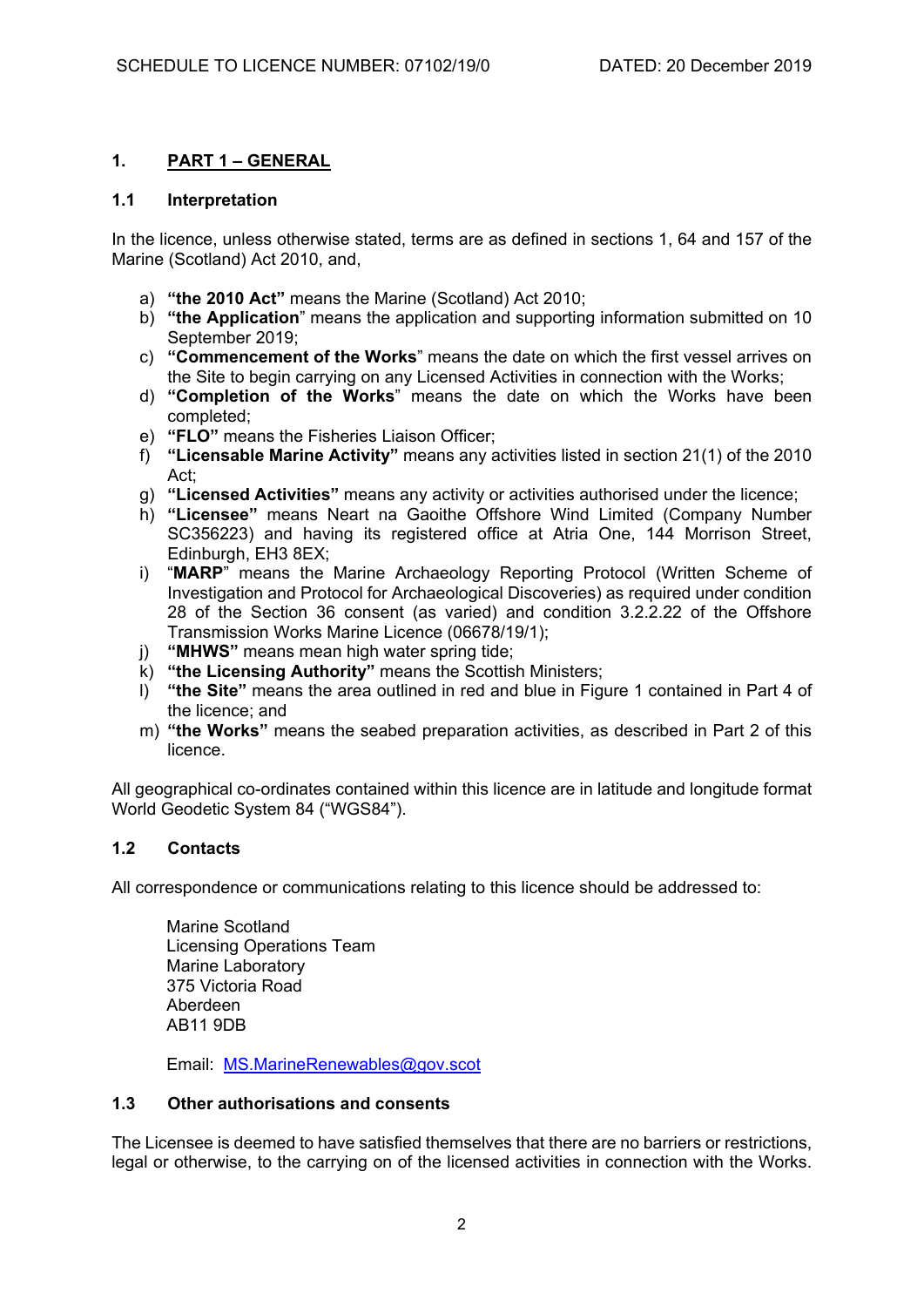## 1. PART 1 – GENERAL

### 1.1 Interpretation

In the licence, unless otherwise stated, terms are as defined in sections 1, 64 and 157 of the Marine (Scotland) Act 2010, and,

a) **"the 2010 Act"** means the Marine (Scotland) Act 2010;
b) **"the Application"** means the application and supporting information submitted on 10 September 2019;
c) **"Commencement of the Works"** means the date on which the first vessel arrives on the Site to begin carrying on any Licensed Activities in connection with the Works;
d) **"Completion of the Works"** means the date on which the Works have been completed;
e) **"FLO"** means the Fisheries Liaison Officer;
f) **"Licensable Marine Activity"** means any activities listed in section 21(1) of the 2010 Act;
g) **"Licensed Activities"** means any activity or activities authorised under the licence;
h) **"Licensee"** means Neart na Gaoithe Offshore Wind Limited (Company Number SC356223) and having its registered office at Atria One, 144 Morrison Street, Edinburgh, EH3 8EX;
i) "**MARP**" means the Marine Archaeology Reporting Protocol (Written Scheme of Investigation and Protocol for Archaeological Discoveries) as required under condition 28 of the Section 36 consent (as varied) and condition 3.2.2.22 of the Offshore Transmission Works Marine Licence (06678/19/1);
j) **"MHWS"** means mean high water spring tide;
k) **"the Licensing Authority"** means the Scottish Ministers;
l) **"the Site"** means the area outlined in red and blue in Figure 1 contained in Part 4 of the licence; and
m) **"the Works"** means the seabed preparation activities, as described in Part 2 of this licence.

All geographical co-ordinates contained within this licence are in latitude and longitude format World Geodetic System 84 ("WGS84").

### 1.2 Contacts

All correspondence or communications relating to this licence should be addressed to:

Marine Scotland
Licensing Operations Team
Marine Laboratory
375 Victoria Road
Aberdeen
AB11 9DB

Email: MS.MarineRenewables@gov.scot

### 1.3 Other authorisations and consents

The Licensee is deemed to have satisfied themselves that there are no barriers or restrictions, legal or otherwise, to the carrying on of the licensed activities in connection with the Works.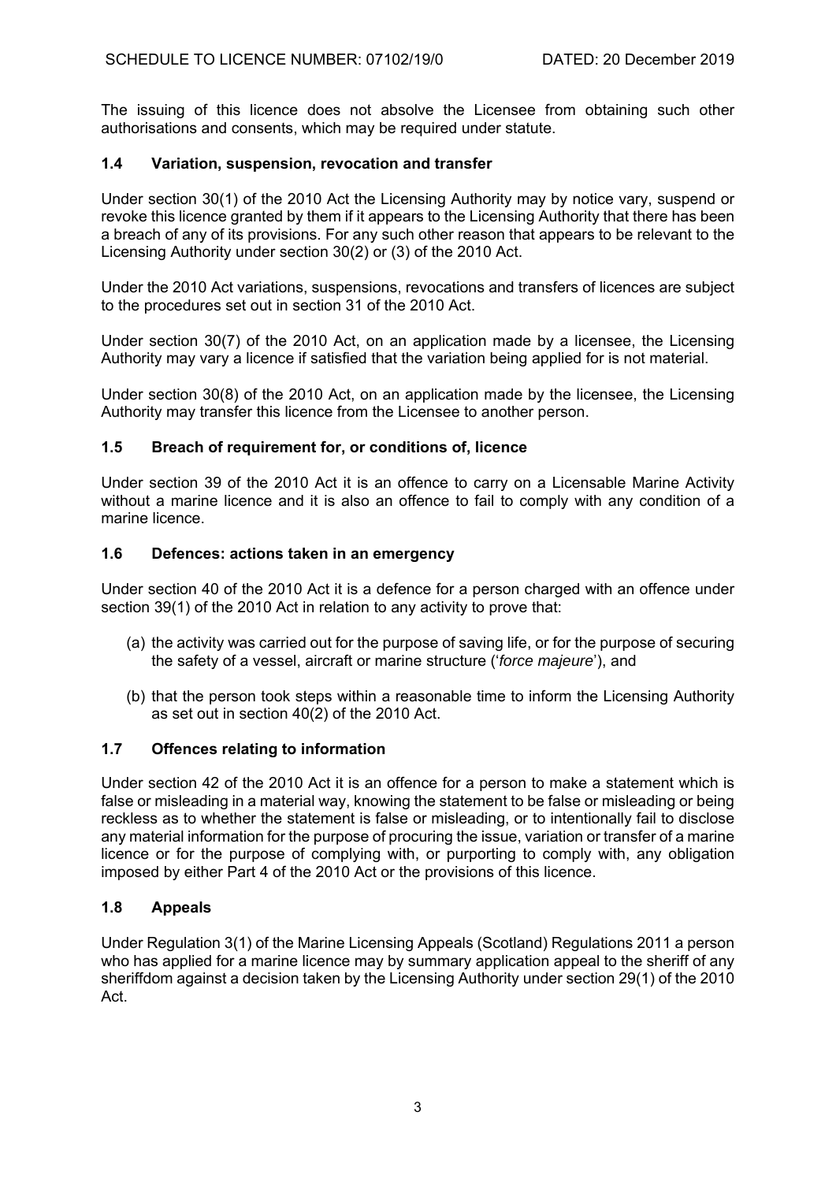The issuing of this licence does not absolve the Licensee from obtaining such other authorisations and consents, which may be required under statute.

### 1.4 Variation, suspension, revocation and transfer

Under section 30(1) of the 2010 Act the Licensing Authority may by notice vary, suspend or revoke this licence granted by them if it appears to the Licensing Authority that there has been a breach of any of its provisions. For any such other reason that appears to be relevant to the Licensing Authority under section 30(2) or (3) of the 2010 Act.

Under the 2010 Act variations, suspensions, revocations and transfers of licences are subject to the procedures set out in section 31 of the 2010 Act.

Under section 30(7) of the 2010 Act, on an application made by a licensee, the Licensing Authority may vary a licence if satisfied that the variation being applied for is not material.

Under section 30(8) of the 2010 Act, on an application made by the licensee, the Licensing Authority may transfer this licence from the Licensee to another person.

### 1.5 Breach of requirement for, or conditions of, licence

Under section 39 of the 2010 Act it is an offence to carry on a Licensable Marine Activity without a marine licence and it is also an offence to fail to comply with any condition of a marine licence.

### 1.6 Defences: actions taken in an emergency

Under section 40 of the 2010 Act it is a defence for a person charged with an offence under section 39(1) of the 2010 Act in relation to any activity to prove that:

(a) the activity was carried out for the purpose of saving life, or for the purpose of securing the safety of a vessel, aircraft or marine structure ('*force majeure*'), and

(b) that the person took steps within a reasonable time to inform the Licensing Authority as set out in section 40(2) of the 2010 Act.

### 1.7 Offences relating to information

Under section 42 of the 2010 Act it is an offence for a person to make a statement which is false or misleading in a material way, knowing the statement to be false or misleading or being reckless as to whether the statement is false or misleading, or to intentionally fail to disclose any material information for the purpose of procuring the issue, variation or transfer of a marine licence or for the purpose of complying with, or purporting to comply with, any obligation imposed by either Part 4 of the 2010 Act or the provisions of this licence.

### 1.8 Appeals

Under Regulation 3(1) of the Marine Licensing Appeals (Scotland) Regulations 2011 a person who has applied for a marine licence may by summary application appeal to the sheriff of any sheriffdom against a decision taken by the Licensing Authority under section 29(1) of the 2010 Act.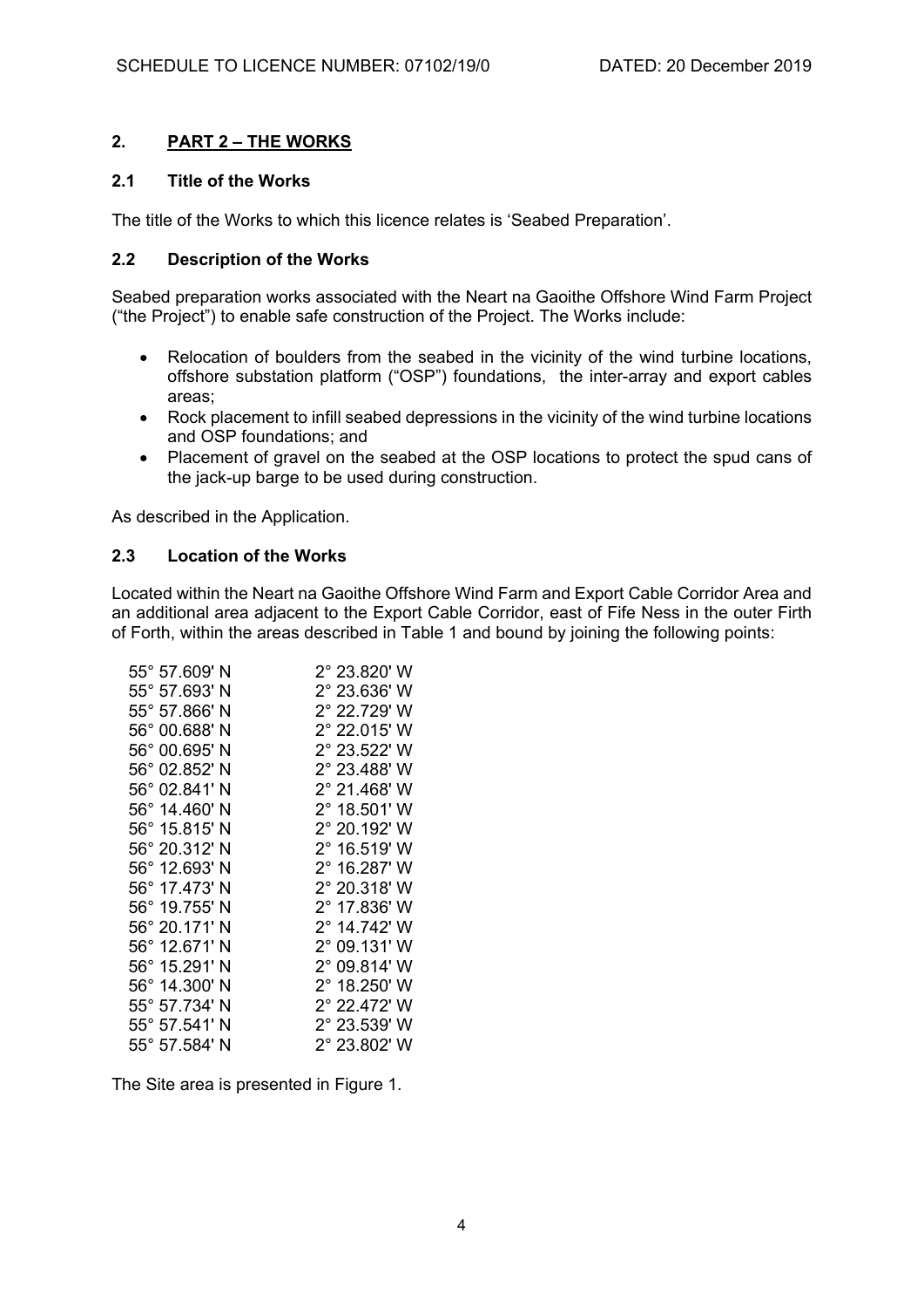## 2. PART 2 – THE WORKS

### 2.1 Title of the Works

The title of the Works to which this licence relates is 'Seabed Preparation'.

### 2.2 Description of the Works

Seabed preparation works associated with the Neart na Gaoithe Offshore Wind Farm Project ("the Project") to enable safe construction of the Project. The Works include:

- Relocation of boulders from the seabed in the vicinity of the wind turbine locations, offshore substation platform ("OSP") foundations, the inter-array and export cables areas;
- Rock placement to infill seabed depressions in the vicinity of the wind turbine locations and OSP foundations; and
- Placement of gravel on the seabed at the OSP locations to protect the spud cans of the jack-up barge to be used during construction.

As described in the Application.

### 2.3 Location of the Works

Located within the Neart na Gaoithe Offshore Wind Farm and Export Cable Corridor Area and an additional area adjacent to the Export Cable Corridor, east of Fife Ness in the outer Firth of Forth, within the areas described in Table 1 and bound by joining the following points:

| | |
|---|---|
| 55° 57.609' N | 2° 23.820' W |
| 55° 57.693' N | 2° 23.636' W |
| 55° 57.866' N | 2° 22.729' W |
| 56° 00.688' N | 2° 22.015' W |
| 56° 00.695' N | 2° 23.522' W |
| 56° 02.852' N | 2° 23.488' W |
| 56° 02.841' N | 2° 21.468' W |
| 56° 14.460' N | 2° 18.501' W |
| 56° 15.815' N | 2° 20.192' W |
| 56° 20.312' N | 2° 16.519' W |
| 56° 12.693' N | 2° 16.287' W |
| 56° 17.473' N | 2° 20.318' W |
| 56° 19.755' N | 2° 17.836' W |
| 56° 20.171' N | 2° 14.742' W |
| 56° 12.671' N | 2° 09.131' W |
| 56° 15.291' N | 2° 09.814' W |
| 56° 14.300' N | 2° 18.250' W |
| 55° 57.734' N | 2° 22.472' W |
| 55° 57.541' N | 2° 23.539' W |
| 55° 57.584' N | 2° 23.802' W |

The Site area is presented in Figure 1.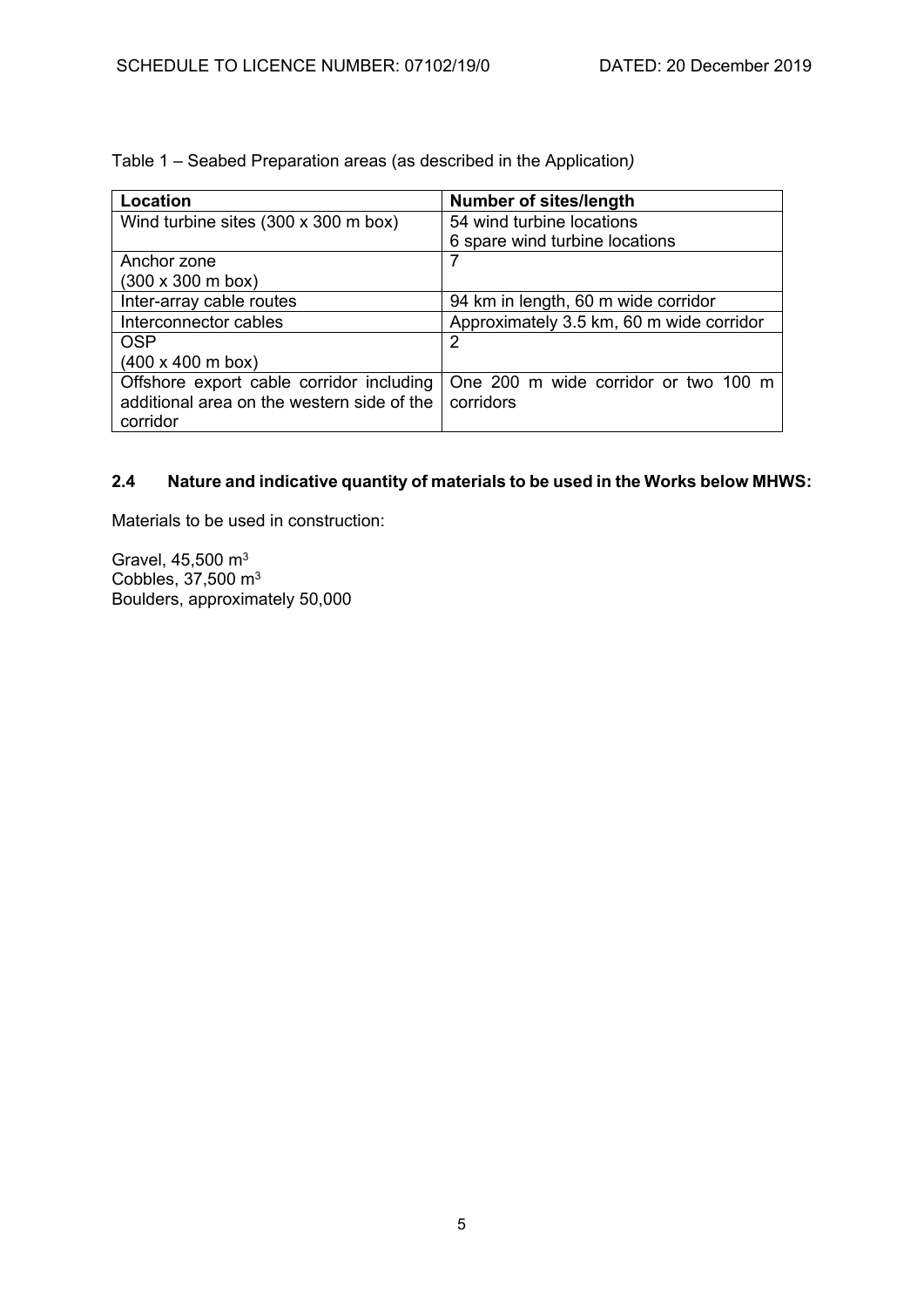Table 1 – Seabed Preparation areas (as described in the Application*)*

| Location | Number of sites/length |
| --- | --- |
| Wind turbine sites (300 x 300 m box) | 54 wind turbine locations<br>6 spare wind turbine locations |
| Anchor zone<br>(300 x 300 m box) | 7 |
| Inter-array cable routes | 94 km in length, 60 m wide corridor |
| Interconnector cables | Approximately 3.5 km, 60 m wide corridor |
| OSP<br>(400 x 400 m box) | 2 |
| Offshore export cable corridor including additional area on the western side of the corridor | One 200 m wide corridor or two 100 m corridors |

### 2.4 Nature and indicative quantity of materials to be used in the Works below MHWS:

Materials to be used in construction:

Gravel, 45,500 $m^3$
Cobbles, 37,500 $m^3$
Boulders, approximately 50,000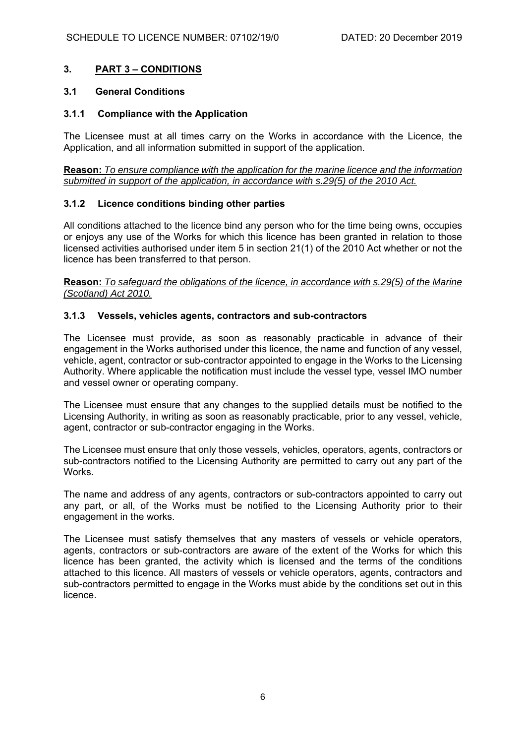## 3. PART 3 – CONDITIONS

### 3.1 General Conditions

#### 3.1.1 Compliance with the Application

The Licensee must at all times carry on the Works in accordance with the Licence, the Application, and all information submitted in support of the application.

**Reason:** *To ensure compliance with the application for the marine licence and the information submitted in support of the application, in accordance with s.29(5) of the 2010 Act.*

#### 3.1.2 Licence conditions binding other parties

All conditions attached to the licence bind any person who for the time being owns, occupies or enjoys any use of the Works for which this licence has been granted in relation to those licensed activities authorised under item 5 in section 21(1) of the 2010 Act whether or not the licence has been transferred to that person.

**Reason:** *To safeguard the obligations of the licence, in accordance with s.29(5) of the Marine (Scotland) Act 2010.*

#### 3.1.3 Vessels, vehicles agents, contractors and sub-contractors

The Licensee must provide, as soon as reasonably practicable in advance of their engagement in the Works authorised under this licence, the name and function of any vessel, vehicle, agent, contractor or sub-contractor appointed to engage in the Works to the Licensing Authority. Where applicable the notification must include the vessel type, vessel IMO number and vessel owner or operating company.

The Licensee must ensure that any changes to the supplied details must be notified to the Licensing Authority, in writing as soon as reasonably practicable, prior to any vessel, vehicle, agent, contractor or sub-contractor engaging in the Works.

The Licensee must ensure that only those vessels, vehicles, operators, agents, contractors or sub-contractors notified to the Licensing Authority are permitted to carry out any part of the Works.

The name and address of any agents, contractors or sub-contractors appointed to carry out any part, or all, of the Works must be notified to the Licensing Authority prior to their engagement in the works.

The Licensee must satisfy themselves that any masters of vessels or vehicle operators, agents, contractors or sub-contractors are aware of the extent of the Works for which this licence has been granted, the activity which is licensed and the terms of the conditions attached to this licence. All masters of vessels or vehicle operators, agents, contractors and sub-contractors permitted to engage in the Works must abide by the conditions set out in this licence.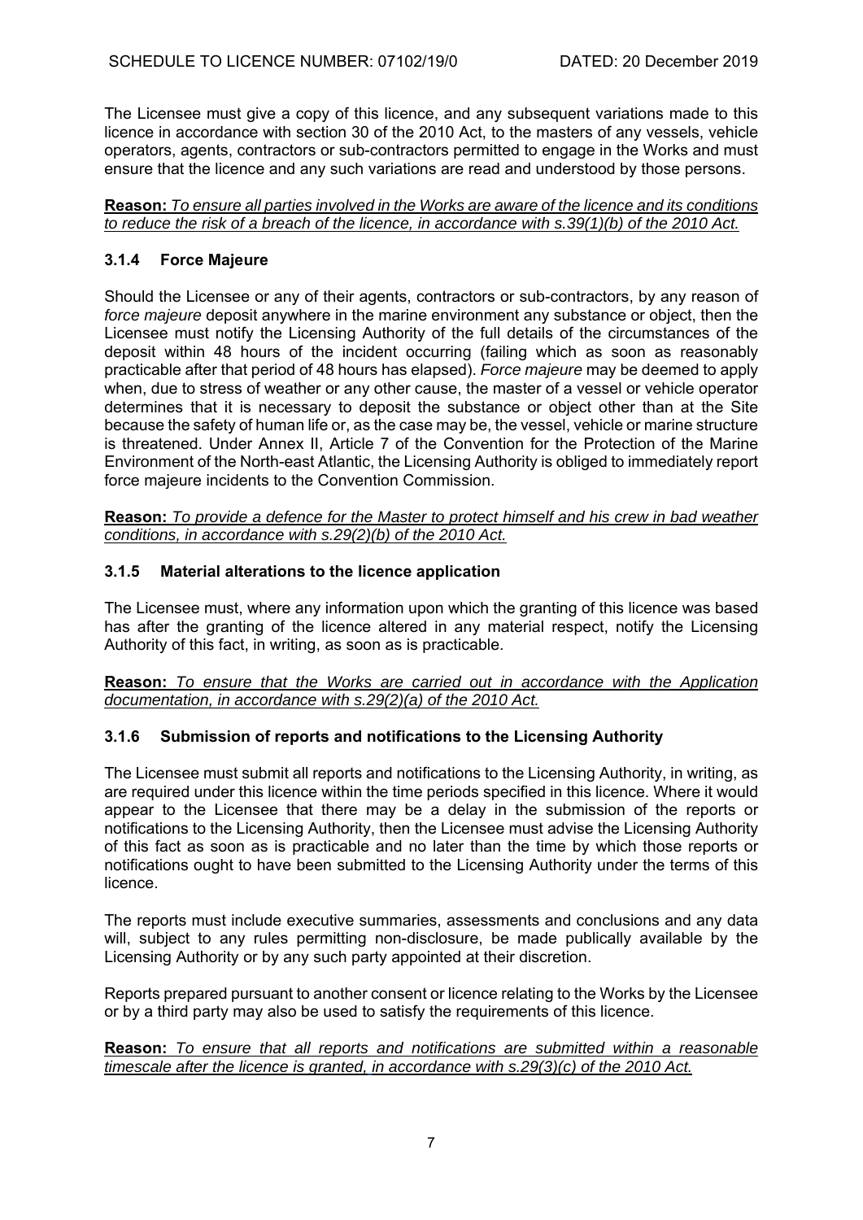The Licensee must give a copy of this licence, and any subsequent variations made to this licence in accordance with section 30 of the 2010 Act, to the masters of any vessels, vehicle operators, agents, contractors or sub-contractors permitted to engage in the Works and must ensure that the licence and any such variations are read and understood by those persons.

**Reason:** *To ensure all parties involved in the Works are aware of the licence and its conditions to reduce the risk of a breach of the licence, in accordance with s.39(1)(b) of the 2010 Act.*

### 3.1.4 Force Majeure

Should the Licensee or any of their agents, contractors or sub-contractors, by any reason of *force majeure* deposit anywhere in the marine environment any substance or object, then the Licensee must notify the Licensing Authority of the full details of the circumstances of the deposit within 48 hours of the incident occurring (failing which as soon as reasonably practicable after that period of 48 hours has elapsed). *Force majeure* may be deemed to apply when, due to stress of weather or any other cause, the master of a vessel or vehicle operator determines that it is necessary to deposit the substance or object other than at the Site because the safety of human life or, as the case may be, the vessel, vehicle or marine structure is threatened. Under Annex II, Article 7 of the Convention for the Protection of the Marine Environment of the North-east Atlantic, the Licensing Authority is obliged to immediately report force majeure incidents to the Convention Commission.

**Reason:** *To provide a defence for the Master to protect himself and his crew in bad weather conditions, in accordance with s.29(2)(b) of the 2010 Act.*

### 3.1.5 Material alterations to the licence application

The Licensee must, where any information upon which the granting of this licence was based has after the granting of the licence altered in any material respect, notify the Licensing Authority of this fact, in writing, as soon as is practicable.

**Reason:** *To ensure that the Works are carried out in accordance with the Application documentation, in accordance with s.29(2)(a) of the 2010 Act.*

### 3.1.6 Submission of reports and notifications to the Licensing Authority

The Licensee must submit all reports and notifications to the Licensing Authority, in writing, as are required under this licence within the time periods specified in this licence. Where it would appear to the Licensee that there may be a delay in the submission of the reports or notifications to the Licensing Authority, then the Licensee must advise the Licensing Authority of this fact as soon as is practicable and no later than the time by which those reports or notifications ought to have been submitted to the Licensing Authority under the terms of this licence.

The reports must include executive summaries, assessments and conclusions and any data will, subject to any rules permitting non-disclosure, be made publically available by the Licensing Authority or by any such party appointed at their discretion.

Reports prepared pursuant to another consent or licence relating to the Works by the Licensee or by a third party may also be used to satisfy the requirements of this licence.

**Reason:** *To ensure that all reports and notifications are submitted within a reasonable timescale after the licence is granted, in accordance with s.29(3)(c) of the 2010 Act.*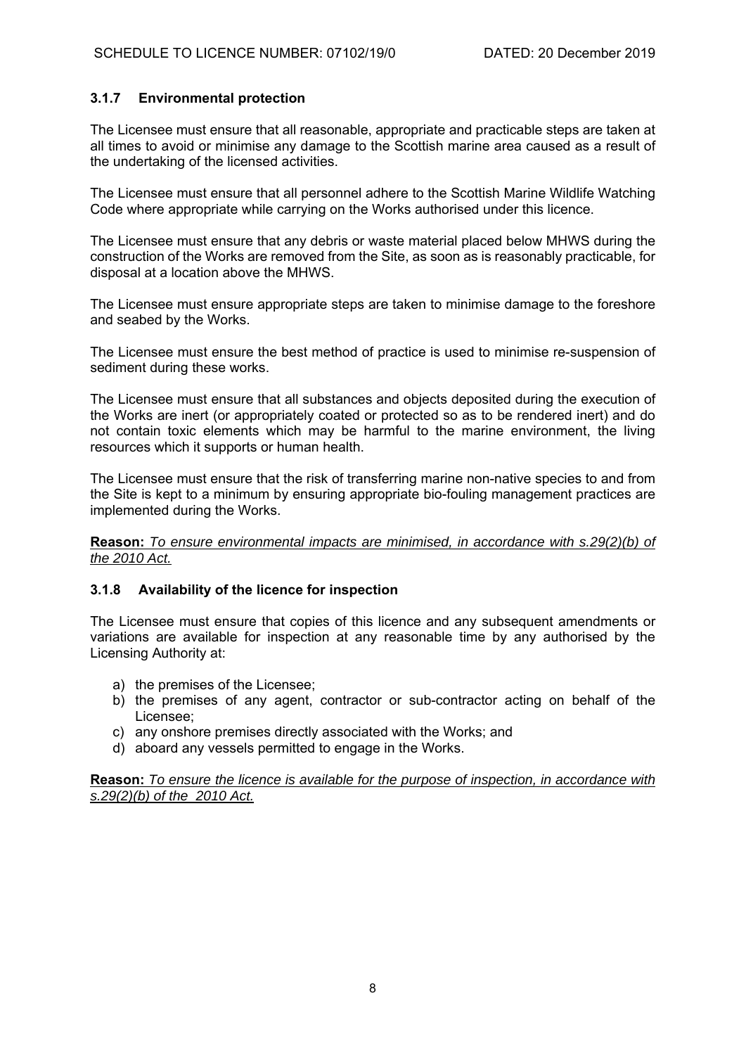### 3.1.7 Environmental protection

The Licensee must ensure that all reasonable, appropriate and practicable steps are taken at all times to avoid or minimise any damage to the Scottish marine area caused as a result of the undertaking of the licensed activities.

The Licensee must ensure that all personnel adhere to the Scottish Marine Wildlife Watching Code where appropriate while carrying on the Works authorised under this licence.

The Licensee must ensure that any debris or waste material placed below MHWS during the construction of the Works are removed from the Site, as soon as is reasonably practicable, for disposal at a location above the MHWS.

The Licensee must ensure appropriate steps are taken to minimise damage to the foreshore and seabed by the Works.

The Licensee must ensure the best method of practice is used to minimise re-suspension of sediment during these works.

The Licensee must ensure that all substances and objects deposited during the execution of the Works are inert (or appropriately coated or protected so as to be rendered inert) and do not contain toxic elements which may be harmful to the marine environment, the living resources which it supports or human health.

The Licensee must ensure that the risk of transferring marine non-native species to and from the Site is kept to a minimum by ensuring appropriate bio-fouling management practices are implemented during the Works.

**Reason:** *To ensure environmental impacts are minimised, in accordance with s.29(2)(b) of the 2010 Act.*

### 3.1.8 Availability of the licence for inspection

The Licensee must ensure that copies of this licence and any subsequent amendments or variations are available for inspection at any reasonable time by any authorised by the Licensing Authority at:

a) the premises of the Licensee;
b) the premises of any agent, contractor or sub-contractor acting on behalf of the Licensee;
c) any onshore premises directly associated with the Works; and
d) aboard any vessels permitted to engage in the Works.

**Reason:** *To ensure the licence is available for the purpose of inspection, in accordance with s.29(2)(b) of the 2010 Act.*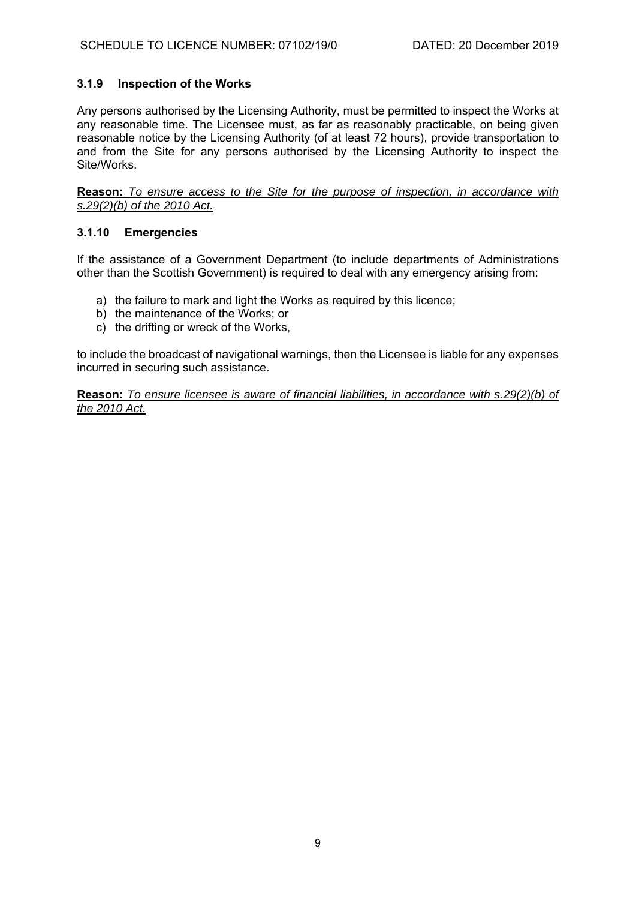### 3.1.9 Inspection of the Works

Any persons authorised by the Licensing Authority, must be permitted to inspect the Works at any reasonable time. The Licensee must, as far as reasonably practicable, on being given reasonable notice by the Licensing Authority (of at least 72 hours), provide transportation to and from the Site for any persons authorised by the Licensing Authority to inspect the Site/Works.

**Reason:** *To ensure access to the Site for the purpose of inspection, in accordance with s.29(2)(b) of the 2010 Act.*

### 3.1.10 Emergencies

If the assistance of a Government Department (to include departments of Administrations other than the Scottish Government) is required to deal with any emergency arising from:

a) the failure to mark and light the Works as required by this licence;
b) the maintenance of the Works; or
c) the drifting or wreck of the Works,

to include the broadcast of navigational warnings, then the Licensee is liable for any expenses incurred in securing such assistance.

**Reason:** *To ensure licensee is aware of financial liabilities, in accordance with s.29(2)(b) of the 2010 Act.*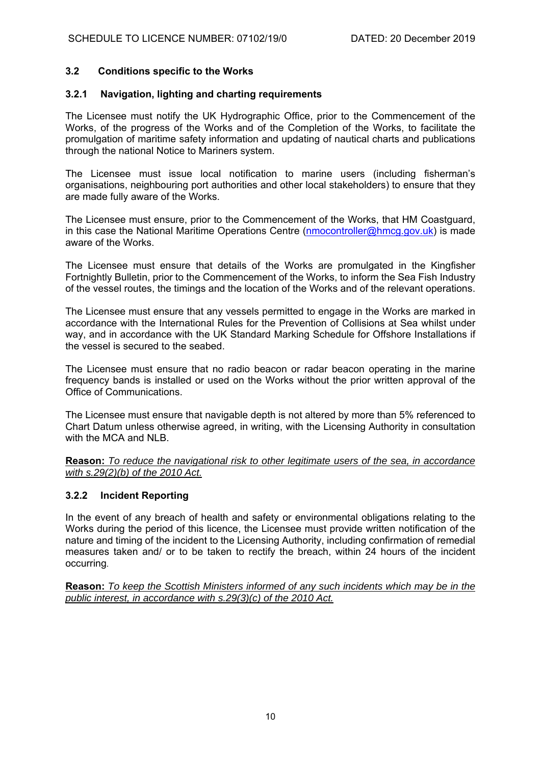### 3.2 Conditions specific to the Works

#### 3.2.1 Navigation, lighting and charting requirements

The Licensee must notify the UK Hydrographic Office, prior to the Commencement of the Works, of the progress of the Works and of the Completion of the Works, to facilitate the promulgation of maritime safety information and updating of nautical charts and publications through the national Notice to Mariners system.

The Licensee must issue local notification to marine users (including fisherman's organisations, neighbouring port authorities and other local stakeholders) to ensure that they are made fully aware of the Works.

The Licensee must ensure, prior to the Commencement of the Works, that HM Coastguard, in this case the National Maritime Operations Centre (nmocontroller@hmcg.gov.uk) is made aware of the Works.

The Licensee must ensure that details of the Works are promulgated in the Kingfisher Fortnightly Bulletin, prior to the Commencement of the Works, to inform the Sea Fish Industry of the vessel routes, the timings and the location of the Works and of the relevant operations.

The Licensee must ensure that any vessels permitted to engage in the Works are marked in accordance with the International Rules for the Prevention of Collisions at Sea whilst under way, and in accordance with the UK Standard Marking Schedule for Offshore Installations if the vessel is secured to the seabed.

The Licensee must ensure that no radio beacon or radar beacon operating in the marine frequency bands is installed or used on the Works without the prior written approval of the Office of Communications.

The Licensee must ensure that navigable depth is not altered by more than 5% referenced to Chart Datum unless otherwise agreed, in writing, with the Licensing Authority in consultation with the MCA and NLB.

**Reason:** *To reduce the navigational risk to other legitimate users of the sea, in accordance with s.29(2)(b) of the 2010 Act.*

#### 3.2.2 Incident Reporting

In the event of any breach of health and safety or environmental obligations relating to the Works during the period of this licence, the Licensee must provide written notification of the nature and timing of the incident to the Licensing Authority, including confirmation of remedial measures taken and/ or to be taken to rectify the breach, within 24 hours of the incident occurring.

**Reason:** *To keep the Scottish Ministers informed of any such incidents which may be in the public interest, in accordance with s.29(3)(c) of the 2010 Act.*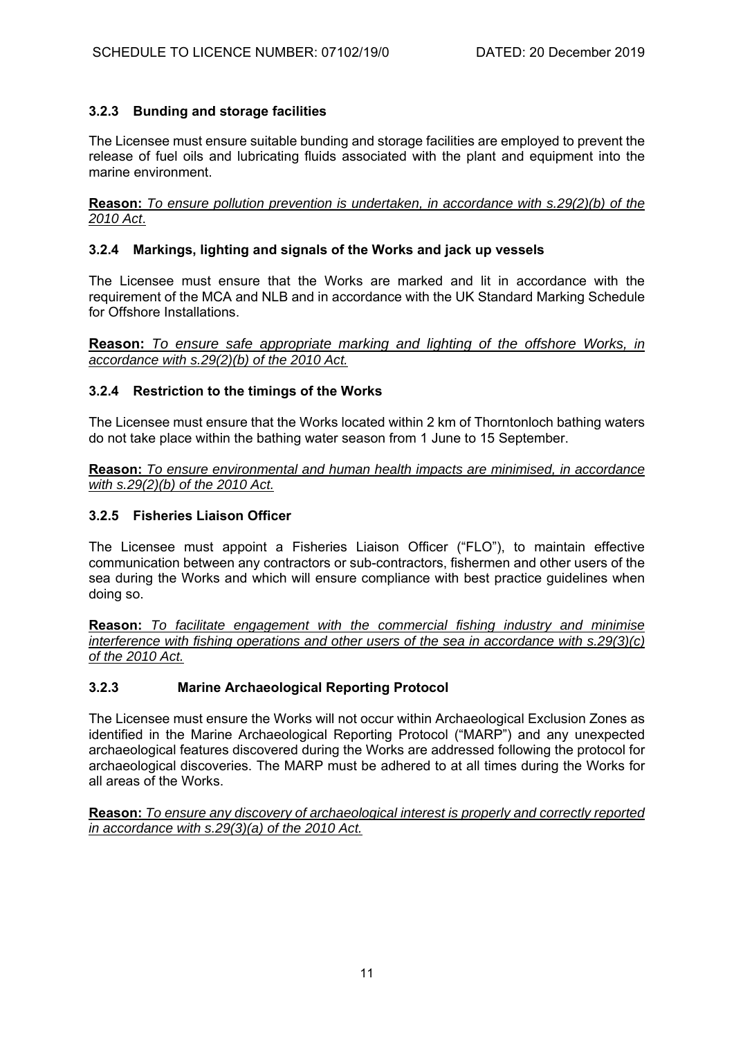### 3.2.3 Bunding and storage facilities

The Licensee must ensure suitable bunding and storage facilities are employed to prevent the release of fuel oils and lubricating fluids associated with the plant and equipment into the marine environment.

**Reason:** *To ensure pollution prevention is undertaken, in accordance with s.29(2)(b) of the 2010 Act*.

### 3.2.4 Markings, lighting and signals of the Works and jack up vessels

The Licensee must ensure that the Works are marked and lit in accordance with the requirement of the MCA and NLB and in accordance with the UK Standard Marking Schedule for Offshore Installations.

**Reason:** *To ensure safe appropriate marking and lighting of the offshore Works, in accordance with s.29(2)(b) of the 2010 Act.*

### 3.2.4 Restriction to the timings of the Works

The Licensee must ensure that the Works located within 2 km of Thorntonloch bathing waters do not take place within the bathing water season from 1 June to 15 September.

**Reason:** *To ensure environmental and human health impacts are minimised, in accordance with s.29(2)(b) of the 2010 Act.*

### 3.2.5 Fisheries Liaison Officer

The Licensee must appoint a Fisheries Liaison Officer ("FLO"), to maintain effective communication between any contractors or sub-contractors, fishermen and other users of the sea during the Works and which will ensure compliance with best practice guidelines when doing so.

**Reason:** *To facilitate engagement with the commercial fishing industry and minimise interference with fishing operations and other users of the sea in accordance with s.29(3)(c) of the 2010 Act.*

### 3.2.3 Marine Archaeological Reporting Protocol

The Licensee must ensure the Works will not occur within Archaeological Exclusion Zones as identified in the Marine Archaeological Reporting Protocol ("MARP") and any unexpected archaeological features discovered during the Works are addressed following the protocol for archaeological discoveries. The MARP must be adhered to at all times during the Works for all areas of the Works.

**Reason:** *To ensure any discovery of archaeological interest is properly and correctly reported in accordance with s.29(3)(a) of the 2010 Act.*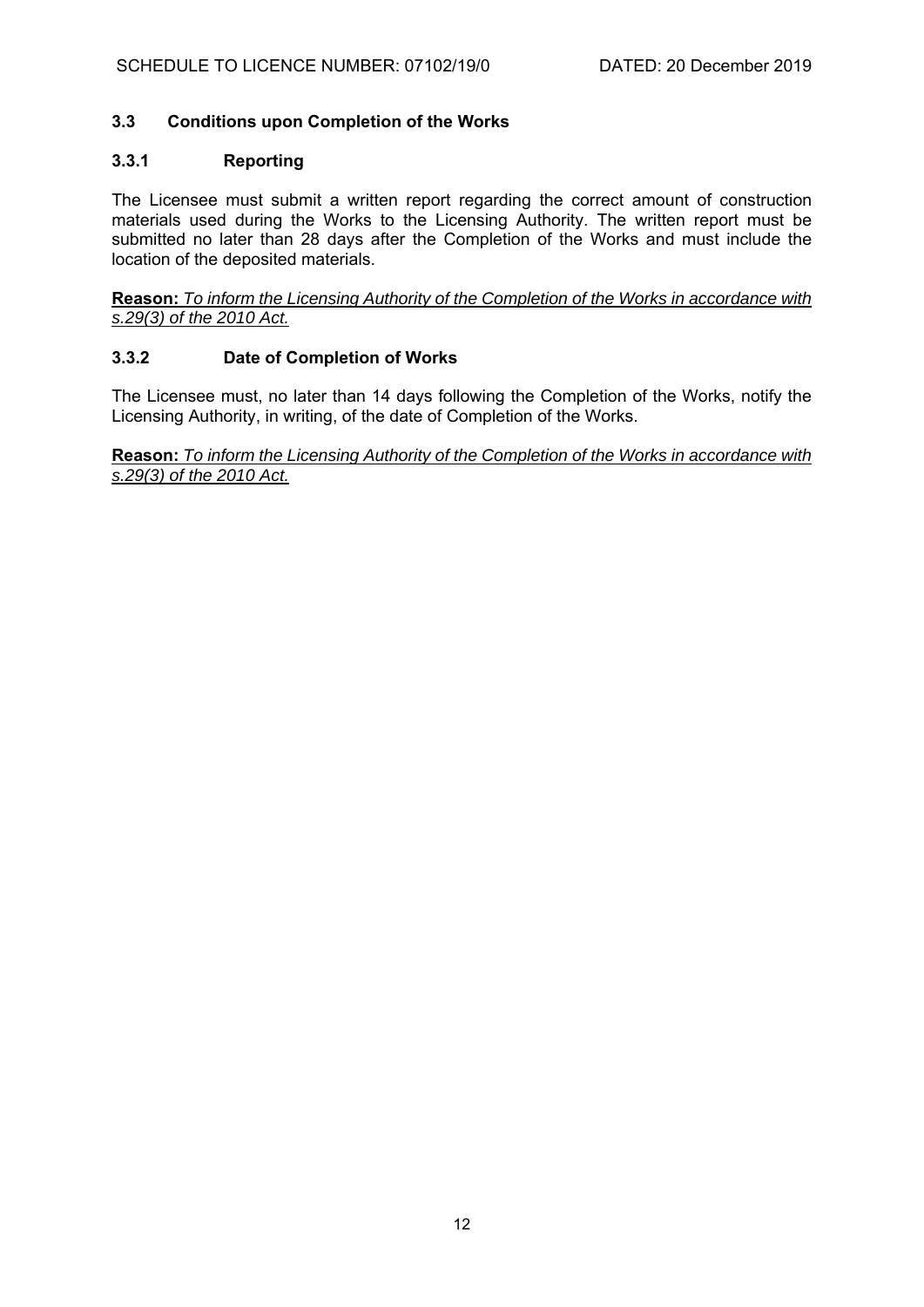### 3.3 Conditions upon Completion of the Works

#### 3.3.1 Reporting

The Licensee must submit a written report regarding the correct amount of construction materials used during the Works to the Licensing Authority. The written report must be submitted no later than 28 days after the Completion of the Works and must include the location of the deposited materials.

**Reason:** *To inform the Licensing Authority of the Completion of the Works in accordance with s.29(3) of the 2010 Act.*

#### 3.3.2 Date of Completion of Works

The Licensee must, no later than 14 days following the Completion of the Works, notify the Licensing Authority, in writing, of the date of Completion of the Works.

**Reason:** *To inform the Licensing Authority of the Completion of the Works in accordance with s.29(3) of the 2010 Act.*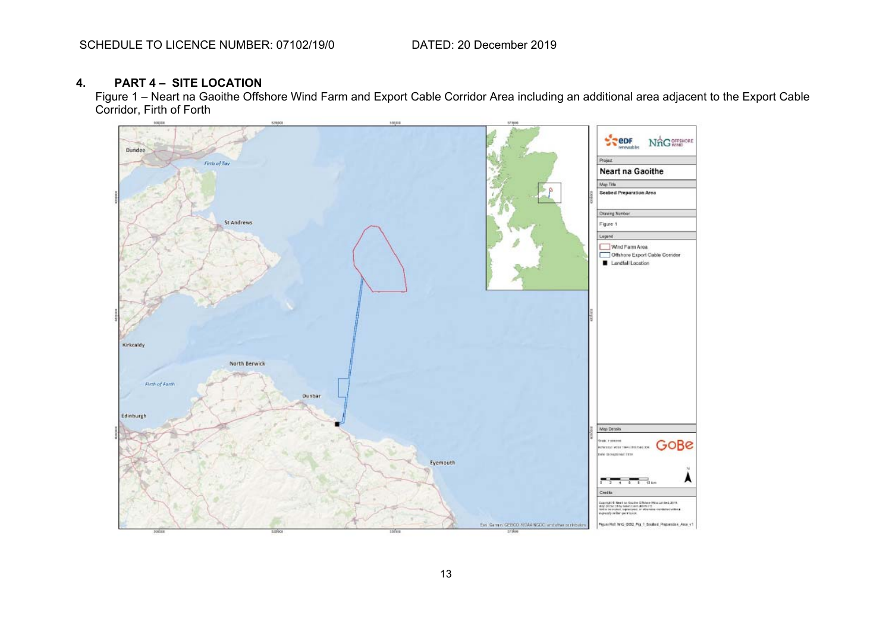SCHEDULE TO LICENCE NUMBER: 07102/19/0 DATED: 20 December 2019

## 4. PART 4 – SITE LOCATION

Figure 1 – Neart na Gaoithe Offshore Wind Farm and Export Cable Corridor Area including an additional area adjacent to the Export Cable Corridor, Firth of Forth

Dundee
Firth of Tay
St Andrews
Kirkcaldy
North Berwick
Firth of Forth
Dunbar
Edinburgh
Eyemouth

Esri, Garmin, GEBCO, NOAA NGDC, and other contributors

EDF renewables
NnG OFFSHORE WIND

Project
Neart na Gaoithe

Map Title
Seabed Preparation Area

Drawing Number
Figure 1

Legend
Wind Farm Area
Offshore Export Cable Corridor
Landfall Location

Map Details

GoBe

0 2 4 6 8 10 km

Credits